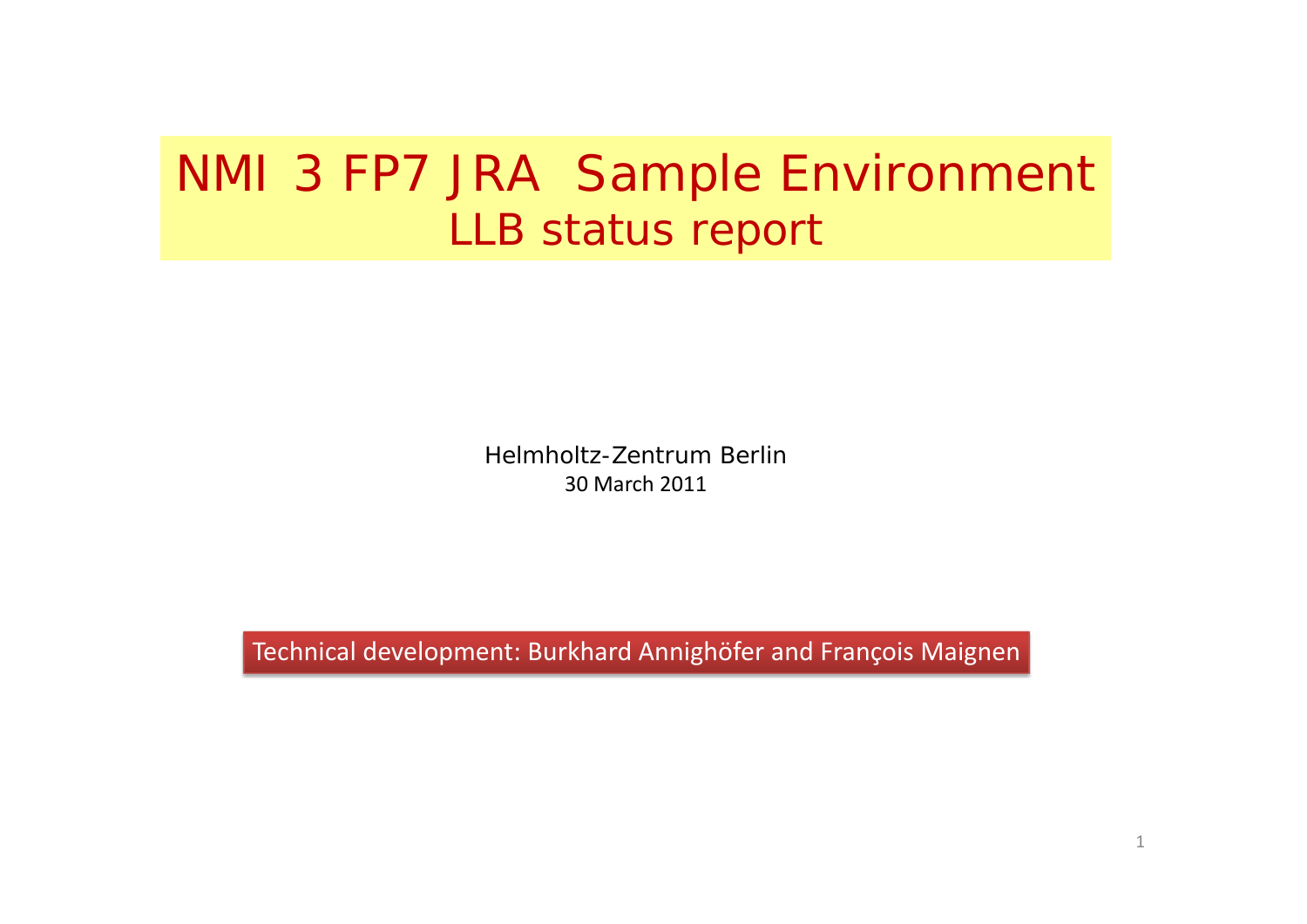# NMI 3 FP7 JRA Sample Environment
## LLB status report

Helmholtz-Zentrum Berlin

30 March 2011

Technical development: Burkhard Annighöfer and François Maignen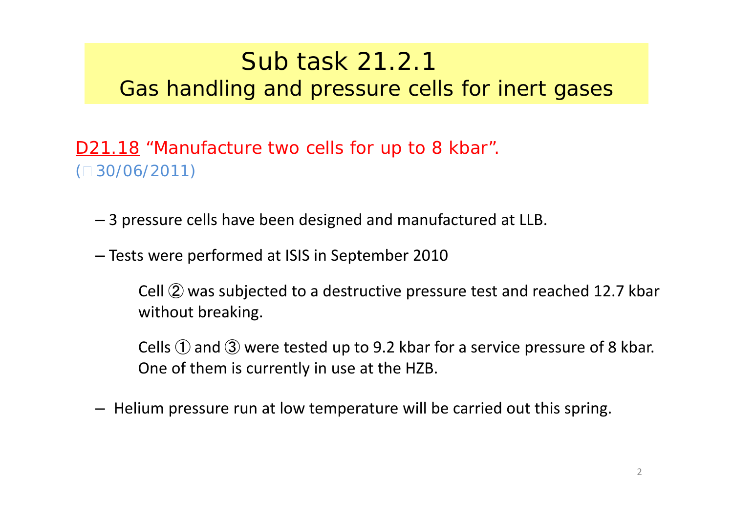# Sub task 21.2.1
## Gas handling and pressure cells for inert gases

D21.18 "Manufacture two cells for up to 8 kbar".
(□ 30/06/2011)

- 3 pressure cells have been designed and manufactured at LLB.
- Tests were performed at ISIS in September 2010

  Cell ② was subjected to a destructive pressure test and reached 12.7 kbar without breaking.

  Cells ① and ③ were tested up to 9.2 kbar for a service pressure of 8 kbar. One of them is currently in use at the HZB.

- Helium pressure run at low temperature will be carried out this spring.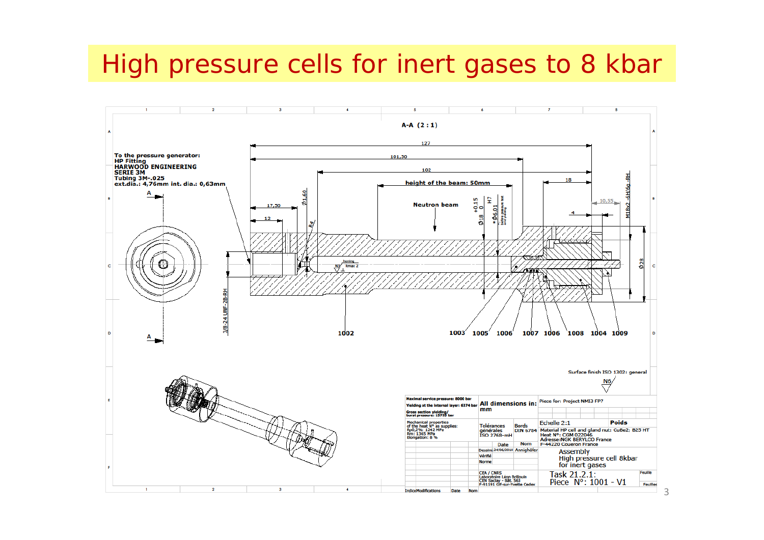# High pressure cells for inert gases to 8 kbar

A-A (2 : 1)

To the pressure generator:
HP Fitting
HARWOOD ENGINEERING
SERIE 3M
Tubing 3M-.025
ext.dia.: 4,76mm int. dia.: 0,63mm

Neutron beam

height of the beam: 50mm

Surface finish ISO 1302: general N6

| | | |
|---|---|---|
| Maximal service pressure: 8000 bar<br>Yielding at the internal layer: 6374 bar<br>Gross section yielding/ burst pressure: 15755 bar | All dimensions in: mm | Piece for: Project NMI3 FP7 |
| Mechanical properties of the heat N° as supplies:<br>Rp0,2%: 1242 MPa<br>Rm: 1365 MPa<br>Elongation: 8 % | Tolérances générales ISO 2768-mH / Bords DIN 6784 | Echelle 2:1 — Poids<br>Material HP cell and gland nut: CuBe2; B25 HT<br>Heat N°: CGM 022046<br>Adresse:NGK BERYLCO France<br>F-44220 Coueron France |
| | Dessiné: 24/06/2010 Annighöfer<br>Vérifié<br>Norme | Assembly<br>High pressure cell 8kbar<br>for inert gases |
| Indice Modifications Date Nom | CEA / CNRS<br>Laboratoire Léon Brillouin<br>CEN Saclay - Bât. 563<br>F-91191 Gif-sur-Yvette Cedex | Task 21.2.1:<br>Piece N°: 1001 - V1 |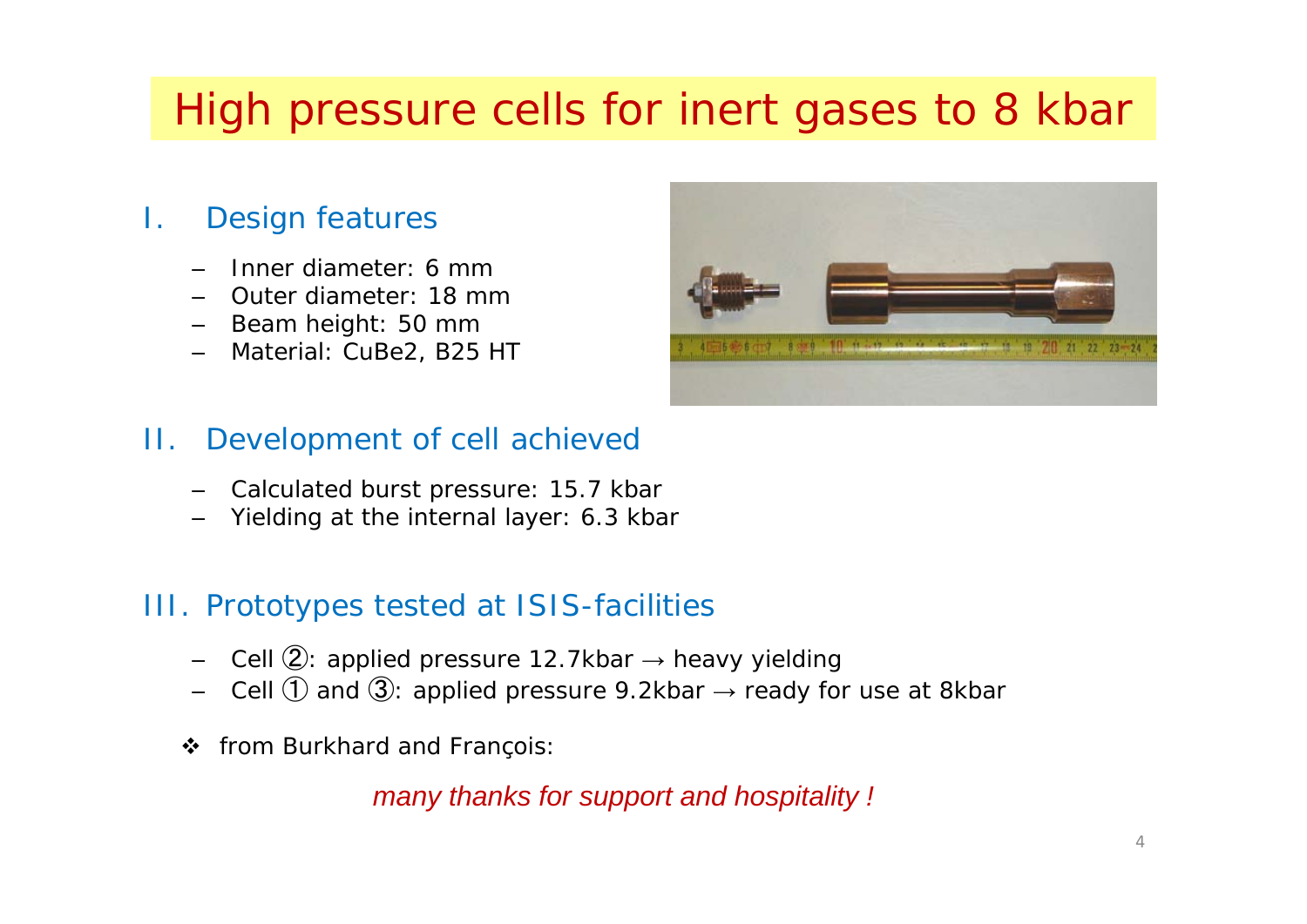# High pressure cells for inert gases to 8 kbar

## I. Design features

- Inner diameter: 6 mm
- Outer diameter: 18 mm
- Beam height: 50 mm
- Material: CuBe2, B25 HT

## II. Development of cell achieved

- Calculated burst pressure: 15.7 kbar
- Yielding at the internal layer: 6.3 kbar

## III. Prototypes tested at ISIS-facilities

- Cell ②: applied pressure 12.7kbar → heavy yielding
- Cell ① and ③: applied pressure 9.2kbar → ready for use at 8kbar

❖ from Burkhard and François:

*many thanks for support and hospitality !*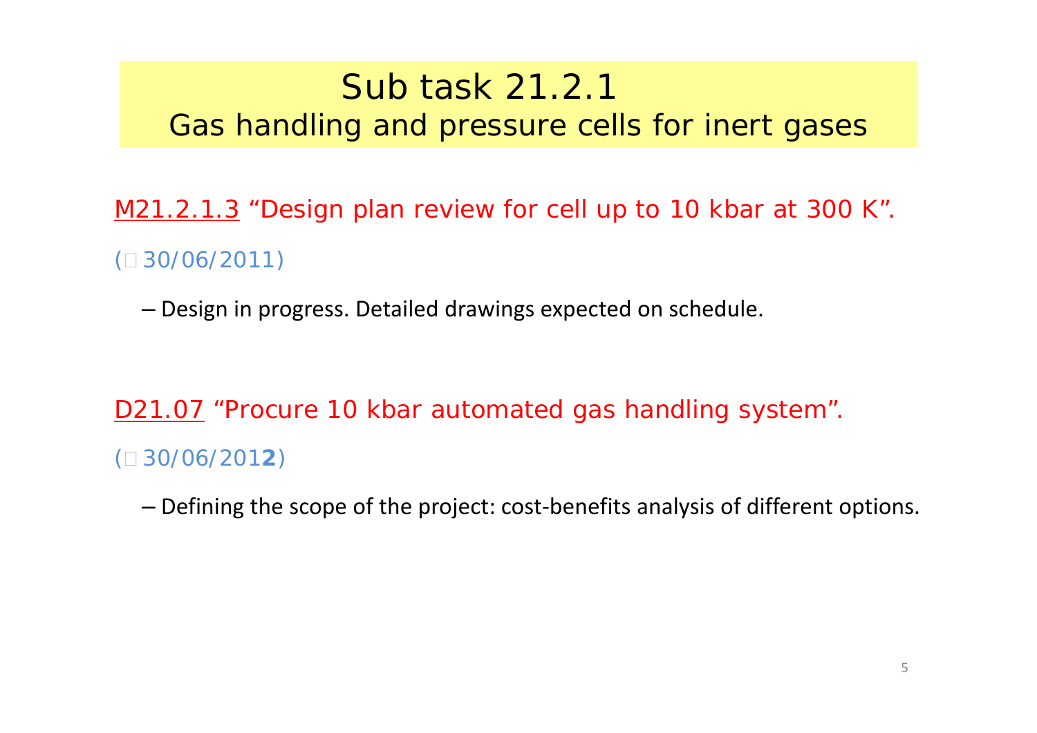# Sub task 21.2.1
## Gas handling and pressure cells for inert gases

<u>M21.2.1.3</u> “Design plan review for cell up to 10 kbar at 300 K”.

(□30/06/2011)

– Design in progress. Detailed drawings expected on schedule.

<u>D21.07</u> “Procure 10 kbar automated gas handling system”.

(□30/06/201**2**)

– Defining the scope of the project: cost-benefits analysis of different options.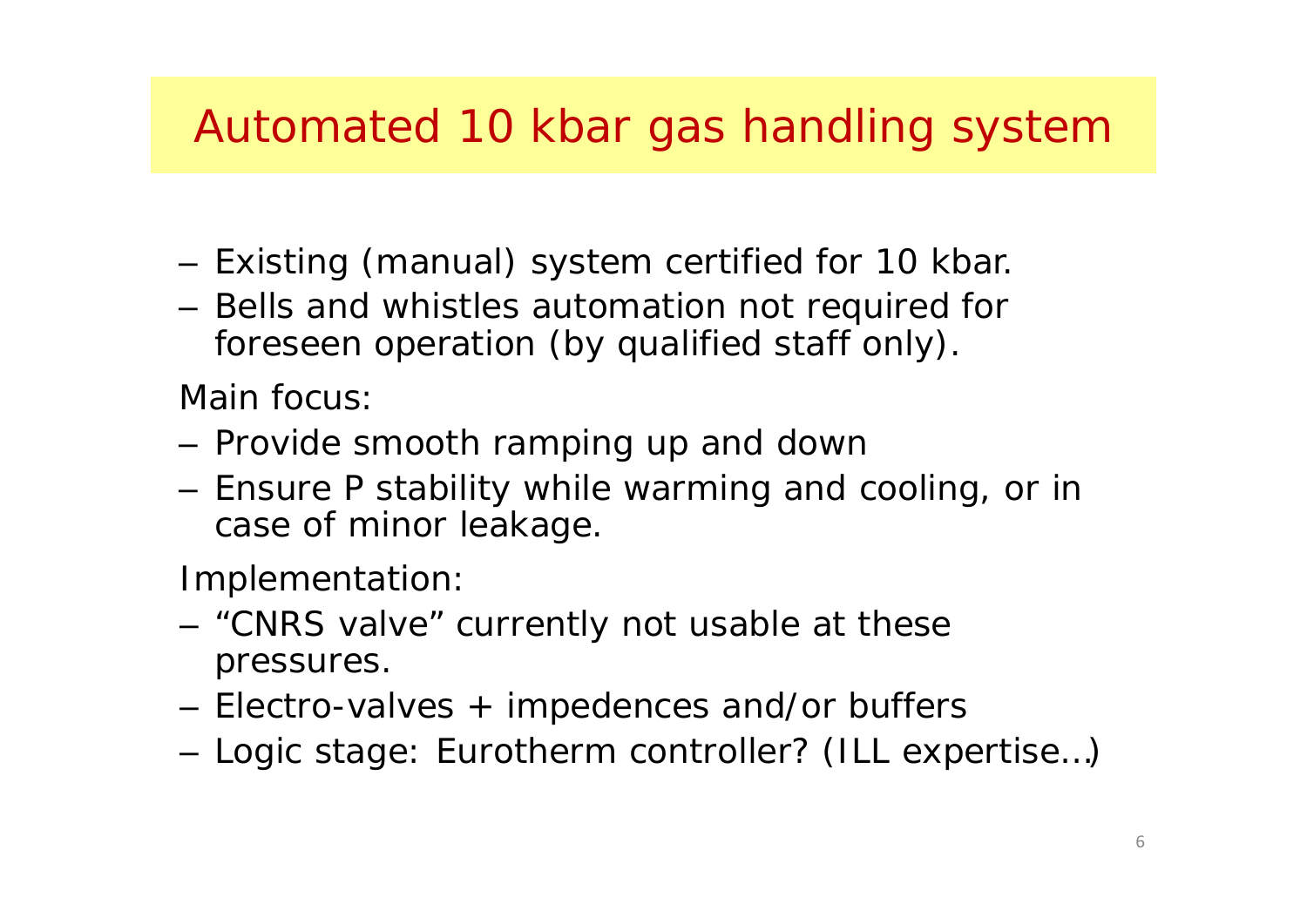# Automated 10 kbar gas handling system

- Existing (manual) system certified for 10 kbar.
- Bells and whistles automation not required for foreseen operation (by qualified staff only).

Main focus:

- Provide smooth ramping up and down
- Ensure P stability while warming and cooling, or in case of minor leakage.

Implementation:

- “CNRS valve” currently not usable at these pressures.
- Electro-valves + impedences and/or buffers
- Logic stage: Eurotherm controller? (ILL expertise…)